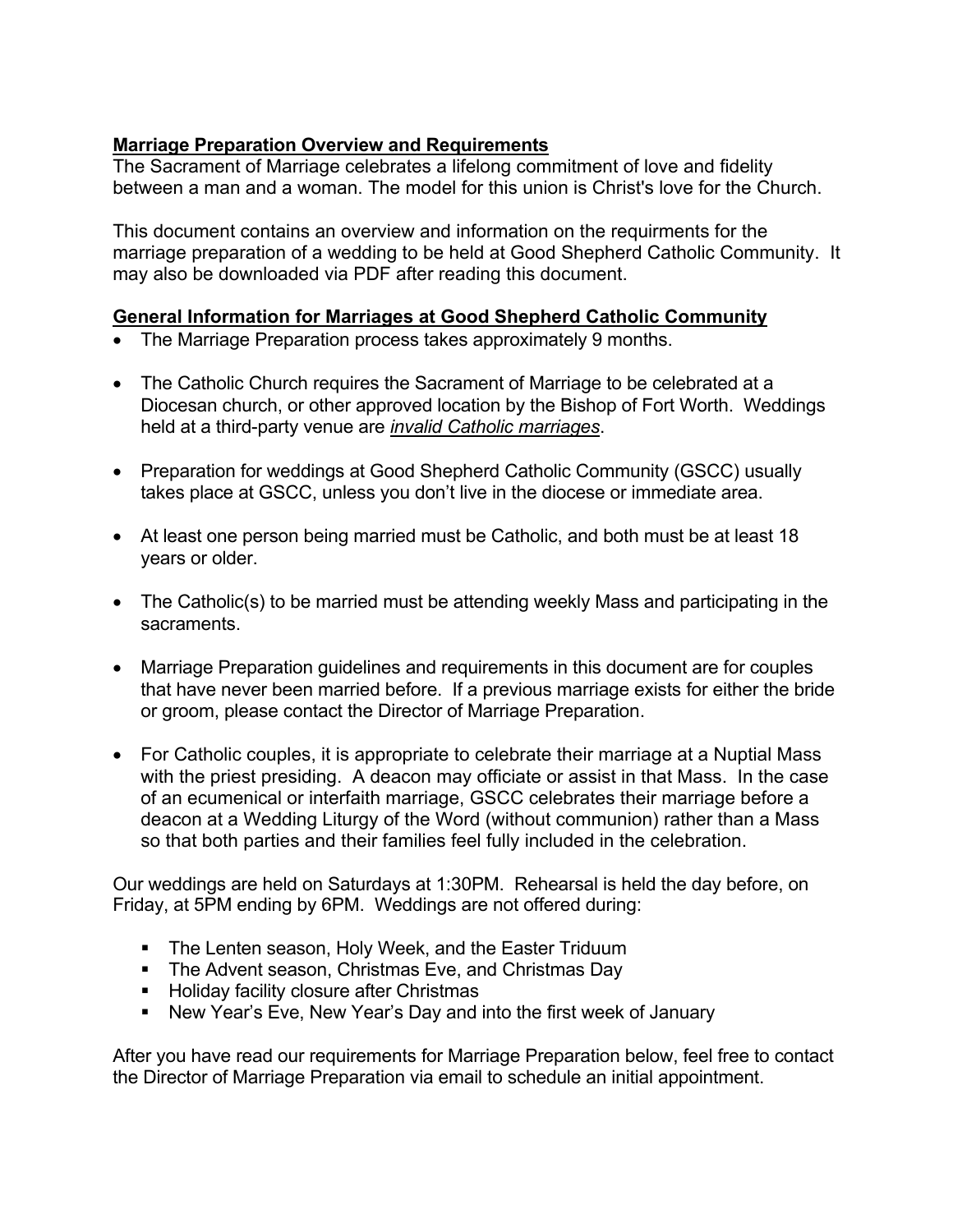## Marriage Preparation Overview and Requirements

The Sacrament of Marriage celebrates a lifelong commitment of love and fidelity between a man and a woman. The model for this union is Christ's love for the Church.

This document contains an overview and information on the requirments for the marriage preparation of a wedding to be held at Good Shepherd Catholic Community. It may also be downloaded via PDF after reading this document.

## General Information for Marriages at Good Shepherd Catholic Community

- The Marriage Preparation process takes approximately 9 months.
- The Catholic Church requires the Sacrament of Marriage to be celebrated at a Diocesan church, or other approved location by the Bishop of Fort Worth. Weddings held at a third-party venue are *invalid Catholic marriages*.
- Preparation for weddings at Good Shepherd Catholic Community (GSCC) usually takes place at GSCC, unless you don't live in the diocese or immediate area.
- At least one person being married must be Catholic, and both must be at least 18 years or older.
- The Catholic(s) to be married must be attending weekly Mass and participating in the sacraments.
- Marriage Preparation guidelines and requirements in this document are for couples that have never been married before. If a previous marriage exists for either the bride or groom, please contact the Director of Marriage Preparation.
- For Catholic couples, it is appropriate to celebrate their marriage at a Nuptial Mass with the priest presiding. A deacon may officiate or assist in that Mass. In the case of an ecumenical or interfaith marriage, GSCC celebrates their marriage before a deacon at a Wedding Liturgy of the Word (without communion) rather than a Mass so that both parties and their families feel fully included in the celebration.

Our weddings are held on Saturdays at 1:30PM. Rehearsal is held the day before, on Friday, at 5PM ending by 6PM. Weddings are not offered during:

- The Lenten season, Holy Week, and the Easter Triduum
- The Advent season, Christmas Eve, and Christmas Day
- Holiday facility closure after Christmas
- New Year's Eve, New Year's Day and into the first week of January

After you have read our requirements for Marriage Preparation below, feel free to contact the Director of Marriage Preparation via email to schedule an initial appointment.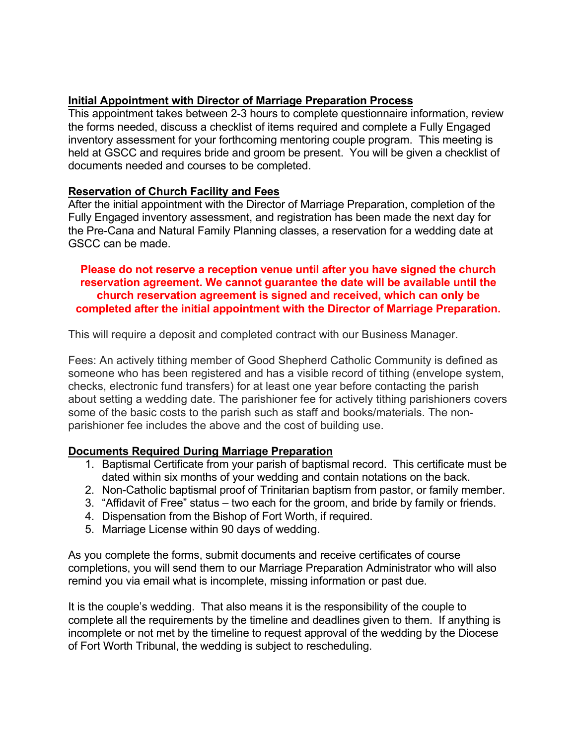## Initial Appointment with Director of Marriage Preparation Process

This appointment takes between 2-3 hours to complete questionnaire information, review the forms needed, discuss a checklist of items required and complete a Fully Engaged inventory assessment for your forthcoming mentoring couple program. This meeting is held at GSCC and requires bride and groom be present. You will be given a checklist of documents needed and courses to be completed.

## Reservation of Church Facility and Fees

After the initial appointment with the Director of Marriage Preparation, completion of the Fully Engaged inventory assessment, and registration has been made the next day for the Pre-Cana and Natural Family Planning classes, a reservation for a wedding date at GSCC can be made.

**Please do not reserve a reception venue until after you have signed the church reservation agreement. We cannot guarantee the date will be available until the church reservation agreement is signed and received, which can only be completed after the initial appointment with the Director of Marriage Preparation.**

This will require a deposit and completed contract with our Business Manager.

Fees: An actively tithing member of Good Shepherd Catholic Community is defined as someone who has been registered and has a visible record of tithing (envelope system, checks, electronic fund transfers) for at least one year before contacting the parish about setting a wedding date. The parishioner fee for actively tithing parishioners covers some of the basic costs to the parish such as staff and books/materials. The non-parishioner fee includes the above and the cost of building use.

## Documents Required During Marriage Preparation

1. Baptismal Certificate from your parish of baptismal record. This certificate must be dated within six months of your wedding and contain notations on the back.
2. Non-Catholic baptismal proof of Trinitarian baptism from pastor, or family member.
3. "Affidavit of Free" status – two each for the groom, and bride by family or friends.
4. Dispensation from the Bishop of Fort Worth, if required.
5. Marriage License within 90 days of wedding.

As you complete the forms, submit documents and receive certificates of course completions, you will send them to our Marriage Preparation Administrator who will also remind you via email what is incomplete, missing information or past due.

It is the couple's wedding. That also means it is the responsibility of the couple to complete all the requirements by the timeline and deadlines given to them. If anything is incomplete or not met by the timeline to request approval of the wedding by the Diocese of Fort Worth Tribunal, the wedding is subject to rescheduling.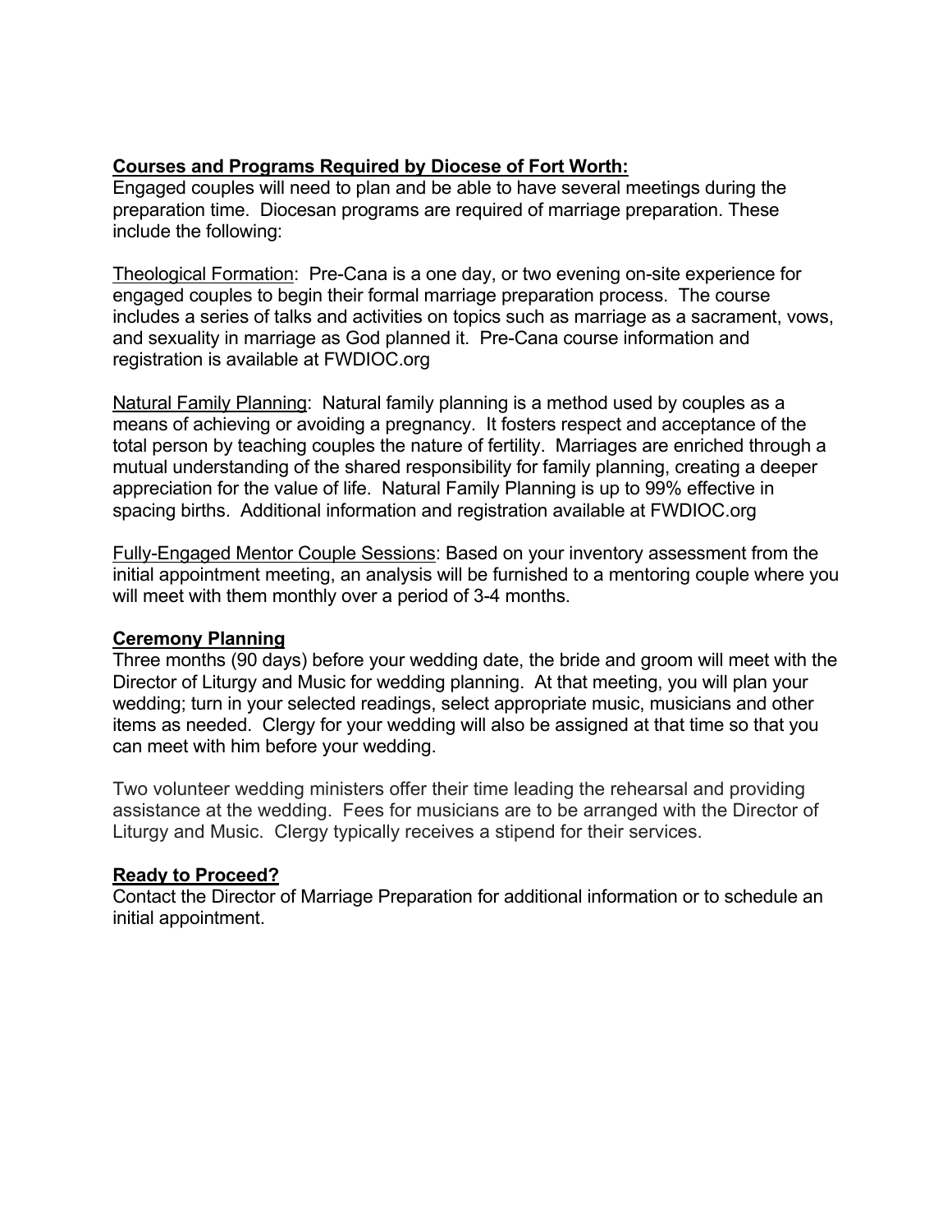**Courses and Programs Required by Diocese of Fort Worth:**

Engaged couples will need to plan and be able to have several meetings during the preparation time. Diocesan programs are required of marriage preparation. These include the following:

Theological Formation: Pre-Cana is a one day, or two evening on-site experience for engaged couples to begin their formal marriage preparation process. The course includes a series of talks and activities on topics such as marriage as a sacrament, vows, and sexuality in marriage as God planned it. Pre-Cana course information and registration is available at FWDIOC.org

Natural Family Planning: Natural family planning is a method used by couples as a means of achieving or avoiding a pregnancy. It fosters respect and acceptance of the total person by teaching couples the nature of fertility. Marriages are enriched through a mutual understanding of the shared responsibility for family planning, creating a deeper appreciation for the value of life. Natural Family Planning is up to 99% effective in spacing births. Additional information and registration available at FWDIOC.org

Fully-Engaged Mentor Couple Sessions: Based on your inventory assessment from the initial appointment meeting, an analysis will be furnished to a mentoring couple where you will meet with them monthly over a period of 3-4 months.

**Ceremony Planning**

Three months (90 days) before your wedding date, the bride and groom will meet with the Director of Liturgy and Music for wedding planning. At that meeting, you will plan your wedding; turn in your selected readings, select appropriate music, musicians and other items as needed. Clergy for your wedding will also be assigned at that time so that you can meet with him before your wedding.

Two volunteer wedding ministers offer their time leading the rehearsal and providing assistance at the wedding. Fees for musicians are to be arranged with the Director of Liturgy and Music. Clergy typically receives a stipend for their services.

**Ready to Proceed?**

Contact the Director of Marriage Preparation for additional information or to schedule an initial appointment.